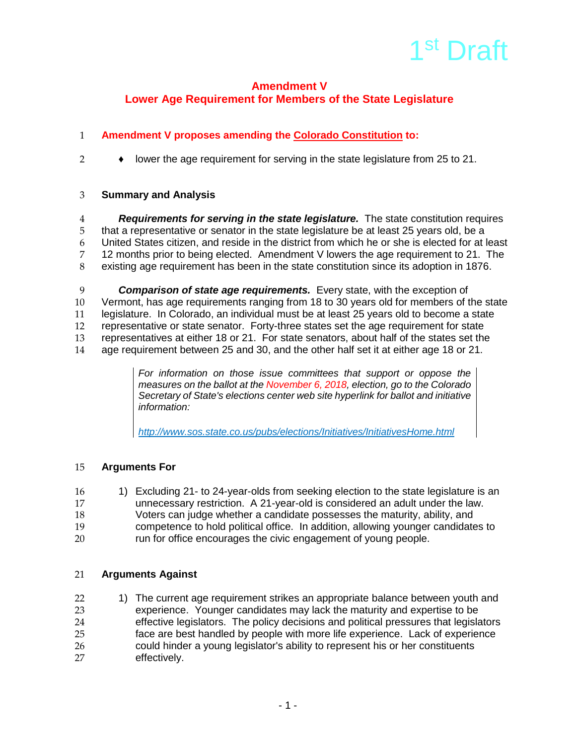1st Draft

# Amendment V
## Lower Age Requirement for Members of the State Legislature

**Amendment V proposes amending the Colorado Constitution to:**

- lower the age requirement for serving in the state legislature from 25 to 21.

### Summary and Analysis

***Requirements for serving in the state legislature.*** The state constitution requires that a representative or senator in the state legislature be at least 25 years old, be a United States citizen, and reside in the district from which he or she is elected for at least 12 months prior to being elected. Amendment V lowers the age requirement to 21. The existing age requirement has been in the state constitution since its adoption in 1876.

***Comparison of state age requirements.*** Every state, with the exception of Vermont, has age requirements ranging from 18 to 30 years old for members of the state legislature. In Colorado, an individual must be at least 25 years old to become a state representative or state senator. Forty-three states set the age requirement for state representatives at either 18 or 21. For state senators, about half of the states set the age requirement between 25 and 30, and the other half set it at either age 18 or 21.

> *For information on those issue committees that support or oppose the measures on the ballot at the November 6, 2018, election, go to the Colorado Secretary of State's elections center web site hyperlink for ballot and initiative information:*
>
> http://www.sos.state.co.us/pubs/elections/Initiatives/InitiativesHome.html

### Arguments For

1) Excluding 21- to 24-year-olds from seeking election to the state legislature is an unnecessary restriction. A 21-year-old is considered an adult under the law. Voters can judge whether a candidate possesses the maturity, ability, and competence to hold political office. In addition, allowing younger candidates to run for office encourages the civic engagement of young people.

### Arguments Against

1) The current age requirement strikes an appropriate balance between youth and experience. Younger candidates may lack the maturity and expertise to be effective legislators. The policy decisions and political pressures that legislators face are best handled by people with more life experience. Lack of experience could hinder a young legislator's ability to represent his or her constituents effectively.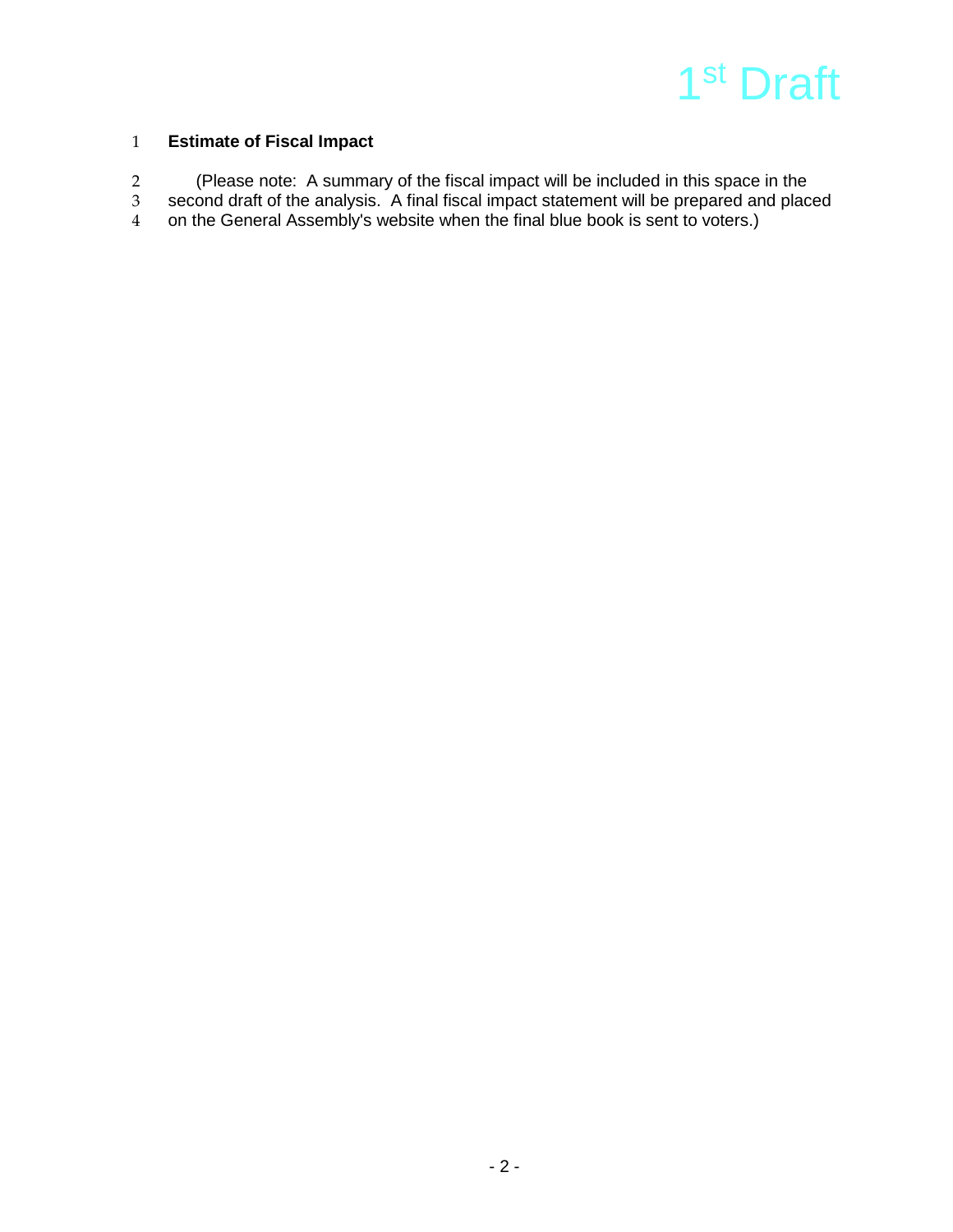**Estimate of Fiscal Impact**

(Please note: A summary of the fiscal impact will be included in this space in the second draft of the analysis. A final fiscal impact statement will be prepared and placed on the General Assembly's website when the final blue book is sent to voters.)